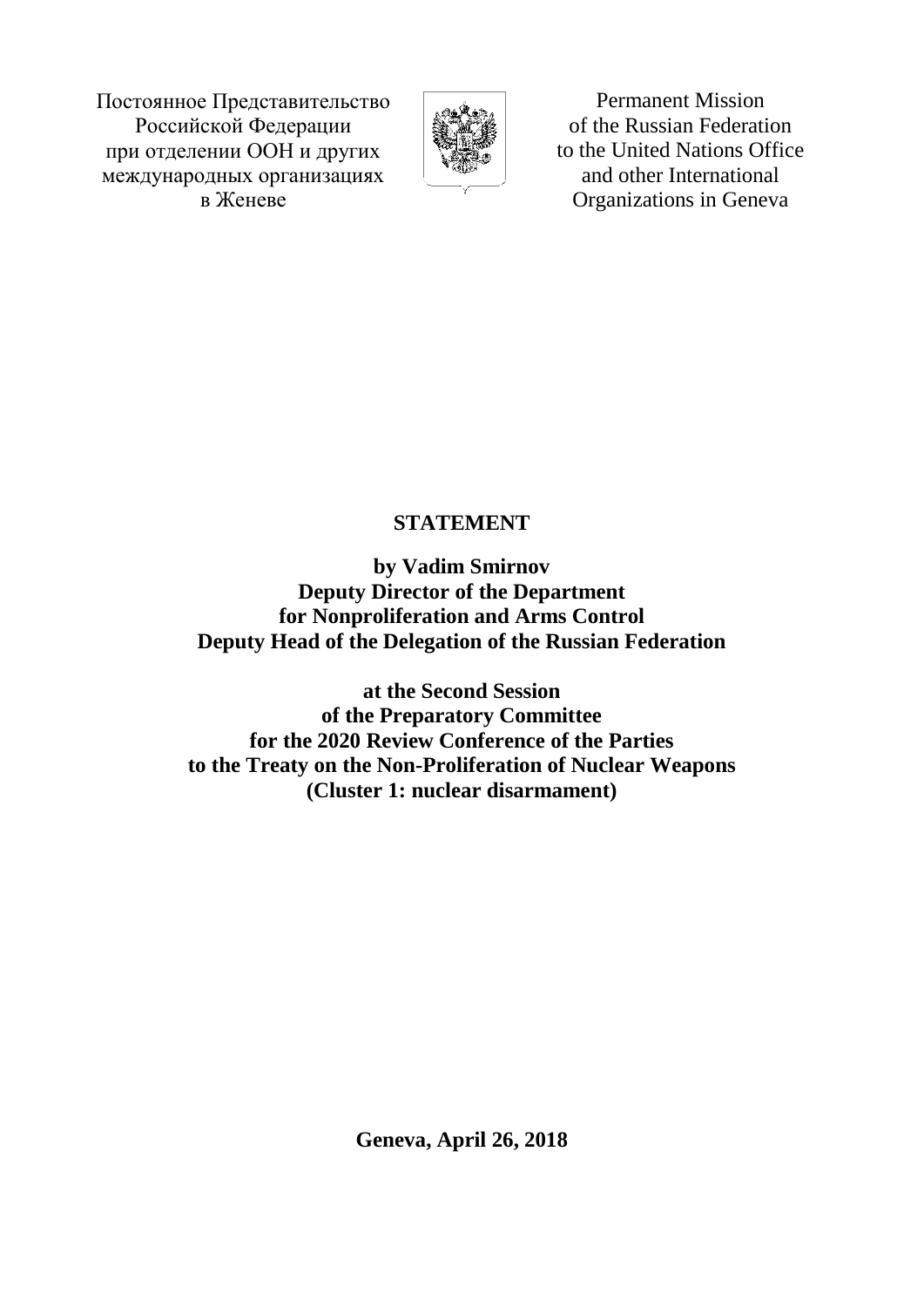Постоянное Представительство
Российской Федерации
при отделении ООН и других
международных организациях
в Женеве

Permanent Mission
of the Russian Federation
to the United Nations Office
and other International
Organizations in Geneva

**STATEMENT**

**by Vadim Smirnov**
**Deputy Director of the Department**
**for Nonproliferation and Arms Control**
**Deputy Head of the Delegation of the Russian Federation**

**at the Second Session**
**of the Preparatory Committee**
**for the 2020 Review Conference of the Parties**
**to the Treaty on the Non-Proliferation of Nuclear Weapons**
**(Cluster 1: nuclear disarmament)**

**Geneva, April 26, 2018**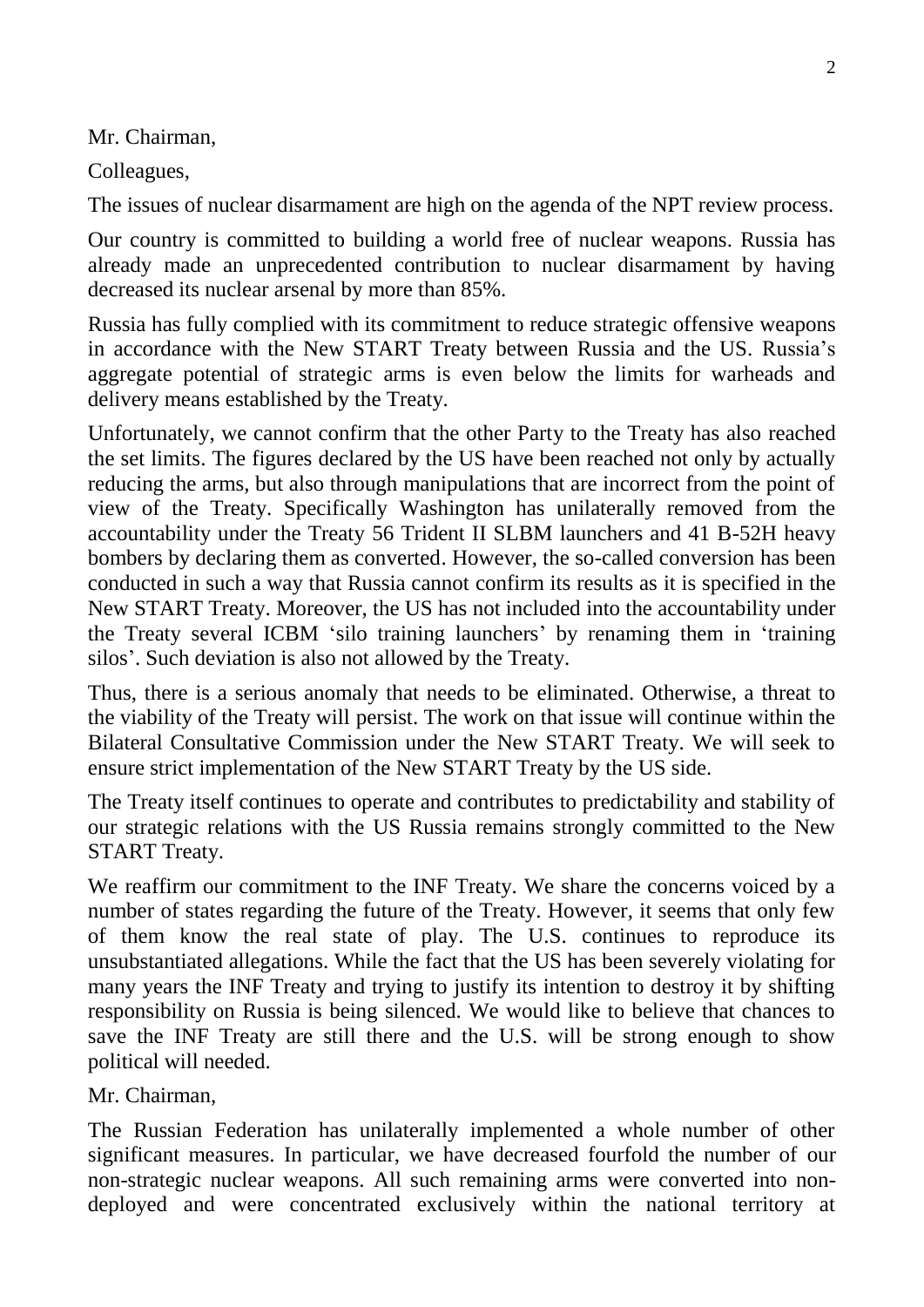Mr. Chairman,

Colleagues,

The issues of nuclear disarmament are high on the agenda of the NPT review process.

Our country is committed to building a world free of nuclear weapons. Russia has already made an unprecedented contribution to nuclear disarmament by having decreased its nuclear arsenal by more than 85%.

Russia has fully complied with its commitment to reduce strategic offensive weapons in accordance with the New START Treaty between Russia and the US. Russia's aggregate potential of strategic arms is even below the limits for warheads and delivery means established by the Treaty.

Unfortunately, we cannot confirm that the other Party to the Treaty has also reached the set limits. The figures declared by the US have been reached not only by actually reducing the arms, but also through manipulations that are incorrect from the point of view of the Treaty. Specifically Washington has unilaterally removed from the accountability under the Treaty 56 Trident II SLBM launchers and 41 B-52H heavy bombers by declaring them as converted. However, the so-called conversion has been conducted in such a way that Russia cannot confirm its results as it is specified in the New START Treaty. Moreover, the US has not included into the accountability under the Treaty several ICBM 'silo training launchers' by renaming them in 'training silos'. Such deviation is also not allowed by the Treaty.

Thus, there is a serious anomaly that needs to be eliminated. Otherwise, a threat to the viability of the Treaty will persist. The work on that issue will continue within the Bilateral Consultative Commission under the New START Treaty. We will seek to ensure strict implementation of the New START Treaty by the US side.

The Treaty itself continues to operate and contributes to predictability and stability of our strategic relations with the US Russia remains strongly committed to the New START Treaty.

We reaffirm our commitment to the INF Treaty. We share the concerns voiced by a number of states regarding the future of the Treaty. However, it seems that only few of them know the real state of play. The U.S. continues to reproduce its unsubstantiated allegations. While the fact that the US has been severely violating for many years the INF Treaty and trying to justify its intention to destroy it by shifting responsibility on Russia is being silenced. We would like to believe that chances to save the INF Treaty are still there and the U.S. will be strong enough to show political will needed.

Mr. Chairman,

The Russian Federation has unilaterally implemented a whole number of other significant measures. In particular, we have decreased fourfold the number of our non-strategic nuclear weapons. All such remaining arms were converted into non-deployed and were concentrated exclusively within the national territory at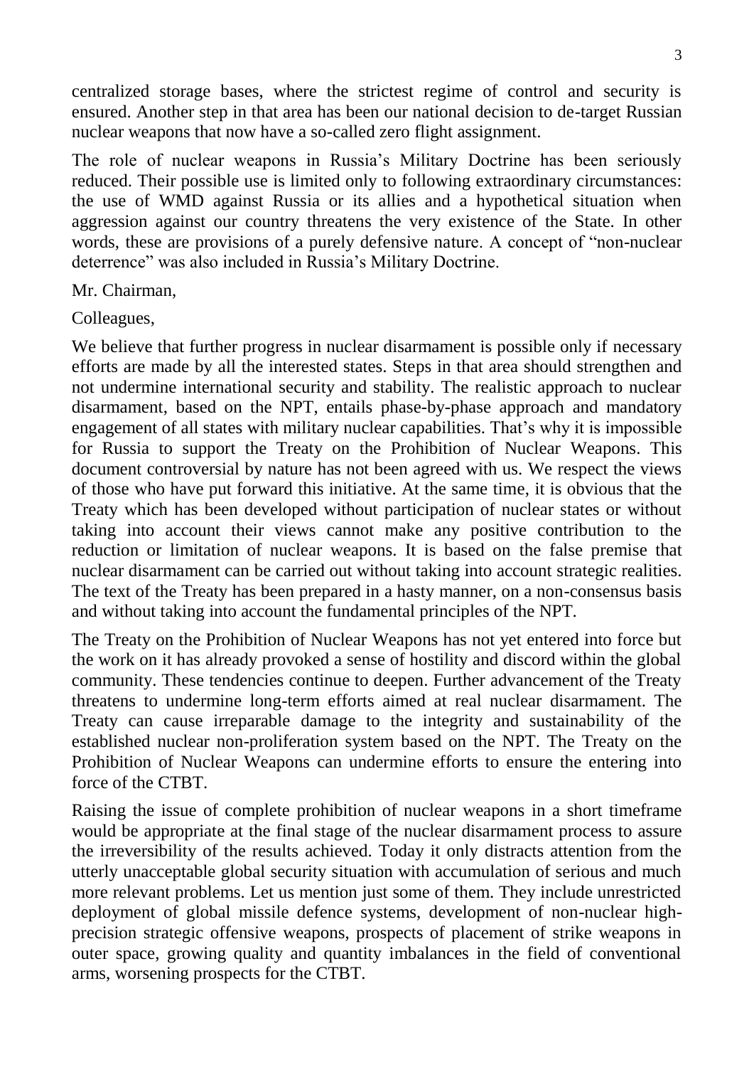centralized storage bases, where the strictest regime of control and security is ensured. Another step in that area has been our national decision to de-target Russian nuclear weapons that now have a so-called zero flight assignment.

The role of nuclear weapons in Russia's Military Doctrine has been seriously reduced. Their possible use is limited only to following extraordinary circumstances: the use of WMD against Russia or its allies and a hypothetical situation when aggression against our country threatens the very existence of the State. In other words, these are provisions of a purely defensive nature. A concept of "non-nuclear deterrence" was also included in Russia's Military Doctrine.

Mr. Chairman,

Colleagues,

We believe that further progress in nuclear disarmament is possible only if necessary efforts are made by all the interested states. Steps in that area should strengthen and not undermine international security and stability. The realistic approach to nuclear disarmament, based on the NPT, entails phase-by-phase approach and mandatory engagement of all states with military nuclear capabilities. That's why it is impossible for Russia to support the Treaty on the Prohibition of Nuclear Weapons. This document controversial by nature has not been agreed with us. We respect the views of those who have put forward this initiative. At the same time, it is obvious that the Treaty which has been developed without participation of nuclear states or without taking into account their views cannot make any positive contribution to the reduction or limitation of nuclear weapons. It is based on the false premise that nuclear disarmament can be carried out without taking into account strategic realities. The text of the Treaty has been prepared in a hasty manner, on a non-consensus basis and without taking into account the fundamental principles of the NPT.

The Treaty on the Prohibition of Nuclear Weapons has not yet entered into force but the work on it has already provoked a sense of hostility and discord within the global community. These tendencies continue to deepen. Further advancement of the Treaty threatens to undermine long-term efforts aimed at real nuclear disarmament. The Treaty can cause irreparable damage to the integrity and sustainability of the established nuclear non-proliferation system based on the NPT. The Treaty on the Prohibition of Nuclear Weapons can undermine efforts to ensure the entering into force of the CTBT.

Raising the issue of complete prohibition of nuclear weapons in a short timeframe would be appropriate at the final stage of the nuclear disarmament process to assure the irreversibility of the results achieved. Today it only distracts attention from the utterly unacceptable global security situation with accumulation of serious and much more relevant problems. Let us mention just some of them. They include unrestricted deployment of global missile defence systems, development of non-nuclear high-precision strategic offensive weapons, prospects of placement of strike weapons in outer space, growing quality and quantity imbalances in the field of conventional arms, worsening prospects for the CTBT.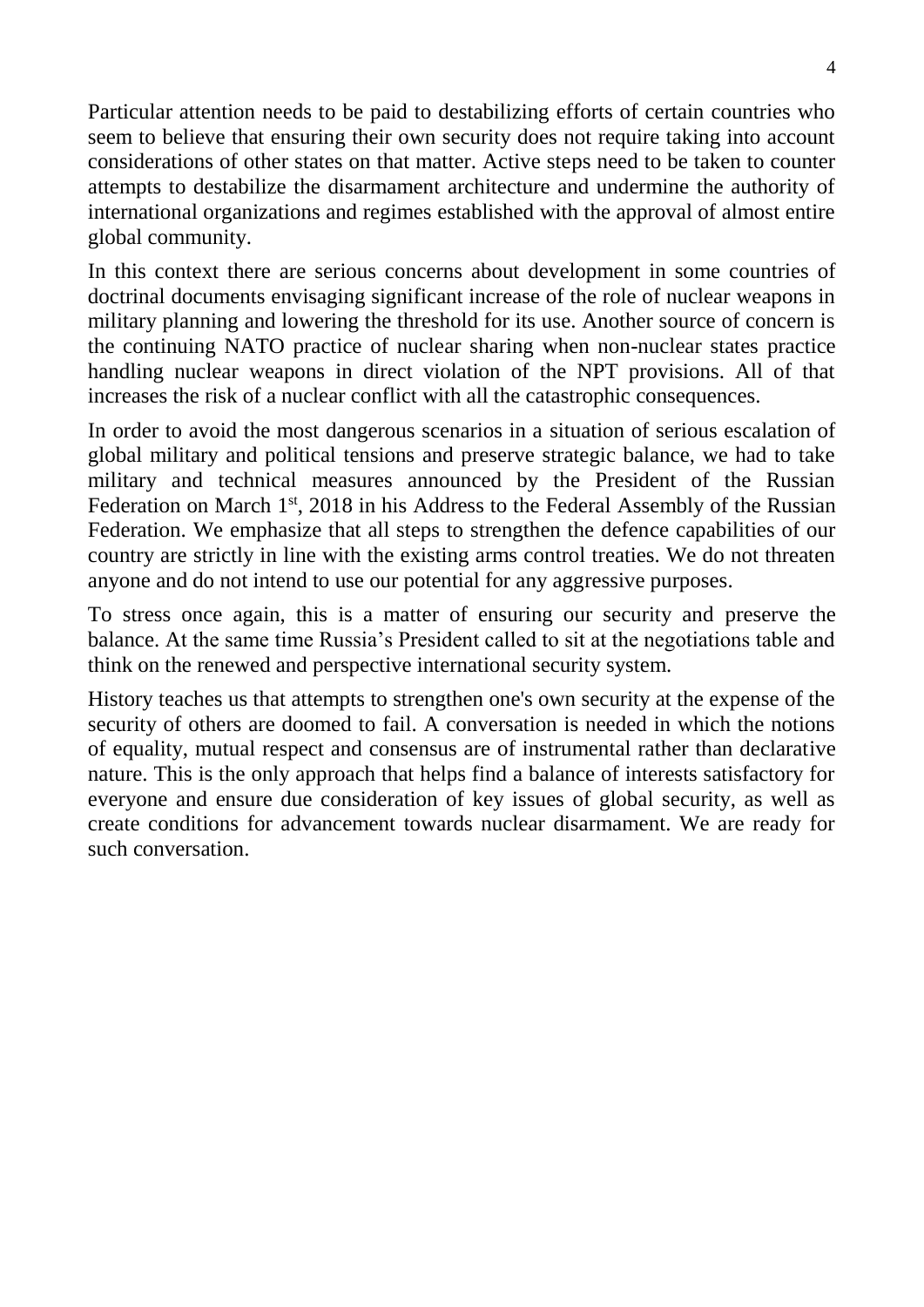Particular attention needs to be paid to destabilizing efforts of certain countries who seem to believe that ensuring their own security does not require taking into account considerations of other states on that matter. Active steps need to be taken to counter attempts to destabilize the disarmament architecture and undermine the authority of international organizations and regimes established with the approval of almost entire global community.

In this context there are serious concerns about development in some countries of doctrinal documents envisaging significant increase of the role of nuclear weapons in military planning and lowering the threshold for its use. Another source of concern is the continuing NATO practice of nuclear sharing when non-nuclear states practice handling nuclear weapons in direct violation of the NPT provisions. All of that increases the risk of a nuclear conflict with all the catastrophic consequences.

In order to avoid the most dangerous scenarios in a situation of serious escalation of global military and political tensions and preserve strategic balance, we had to take military and technical measures announced by the President of the Russian Federation on March 1st, 2018 in his Address to the Federal Assembly of the Russian Federation. We emphasize that all steps to strengthen the defence capabilities of our country are strictly in line with the existing arms control treaties. We do not threaten anyone and do not intend to use our potential for any aggressive purposes.

To stress once again, this is a matter of ensuring our security and preserve the balance. At the same time Russia's President called to sit at the negotiations table and think on the renewed and perspective international security system.

History teaches us that attempts to strengthen one's own security at the expense of the security of others are doomed to fail. A conversation is needed in which the notions of equality, mutual respect and consensus are of instrumental rather than declarative nature. This is the only approach that helps find a balance of interests satisfactory for everyone and ensure due consideration of key issues of global security, as well as create conditions for advancement towards nuclear disarmament. We are ready for such conversation.